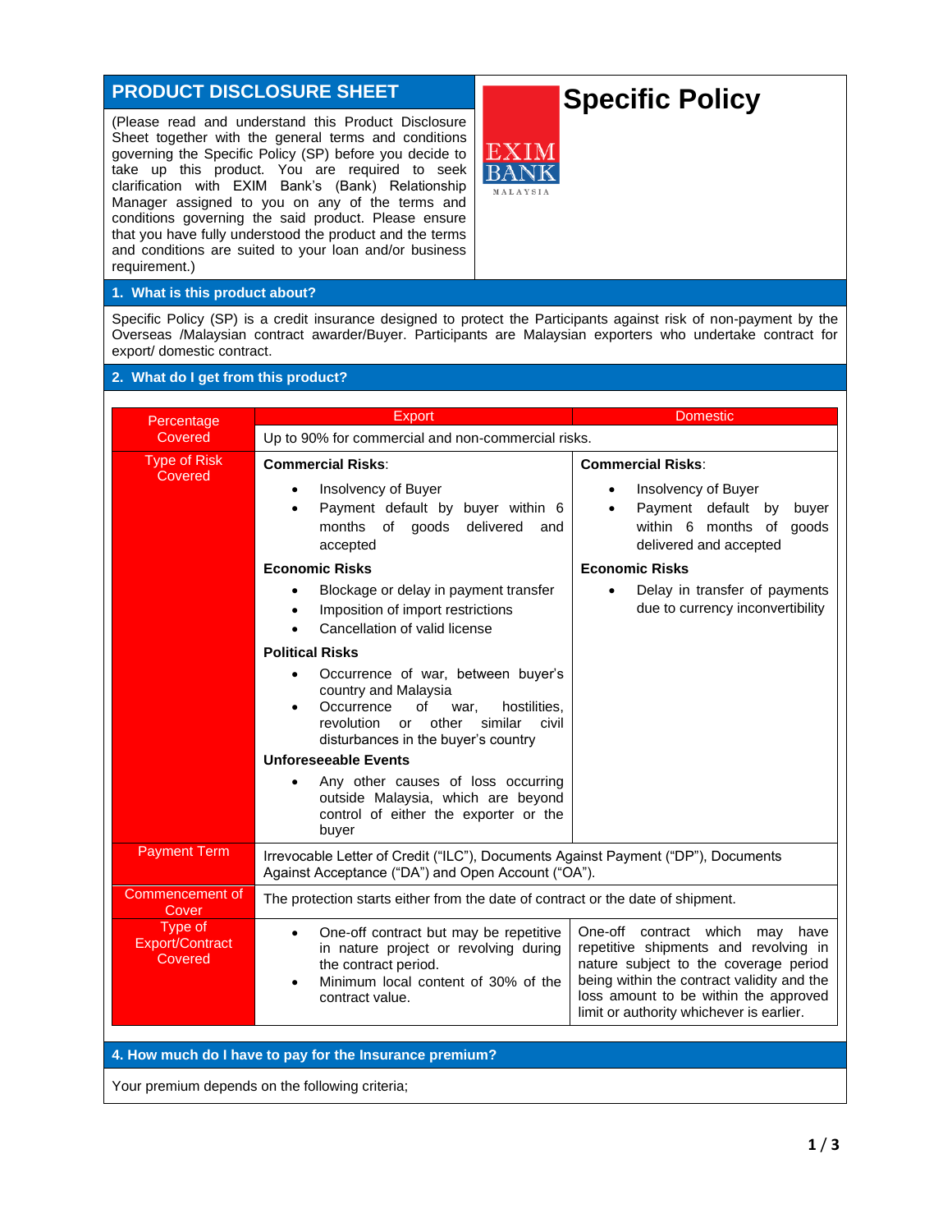# PRODUCT DISCLOSURE SHEET

# Specific Policy

(Please read and understand this Product Disclosure Sheet together with the general terms and conditions governing the Specific Policy (SP) before you decide to take up this product. You are required to seek clarification with EXIM Bank's (Bank) Relationship Manager assigned to you on any of the terms and conditions governing the said product. Please ensure that you have fully understood the product and the terms and conditions are suited to your loan and/or business requirement.)

## 1. What is this product about?

Specific Policy (SP) is a credit insurance designed to protect the Participants against risk of non-payment by the Overseas /Malaysian contract awarder/Buyer. Participants are Malaysian exporters who undertake contract for export/ domestic contract.

## 2. What do I get from this product?

| | Export | Domestic |
|---|---|---|
| Percentage Covered | Up to 90% for commercial and non-commercial risks. | |
| Type of Risk Covered | **Commercial Risks**:<br>• Insolvency of Buyer<br>• Payment default by buyer within 6 months of goods delivered and accepted<br>**Economic Risks**<br>• Blockage or delay in payment transfer<br>• Imposition of import restrictions<br>• Cancellation of valid license<br>**Political Risks**<br>• Occurrence of war, between buyer's country and Malaysia<br>• Occurrence of war, hostilities, revolution or other similar civil disturbances in the buyer's country<br>**Unforeseeable Events**<br>• Any other causes of loss occurring outside Malaysia, which are beyond control of either the exporter or the buyer | **Commercial Risks**:<br>• Insolvency of Buyer<br>• Payment default by buyer within 6 months of goods delivered and accepted<br>**Economic Risks**<br>• Delay in transfer of payments due to currency inconvertibility |
| Payment Term | Irrevocable Letter of Credit ("ILC"), Documents Against Payment ("DP"), Documents Against Acceptance ("DA") and Open Account ("OA"). | |
| Commencement of Cover | The protection starts either from the date of contract or the date of shipment. | |
| Type of Export/Contract Covered | • One-off contract but may be repetitive in nature project or revolving during the contract period.<br>• Minimum local content of 30% of the contract value. | One-off contract which may have repetitive shipments and revolving in nature subject to the coverage period being within the contract validity and the loss amount to be within the approved limit or authority whichever is earlier. |

## 4. How much do I have to pay for the Insurance premium?

Your premium depends on the following criteria;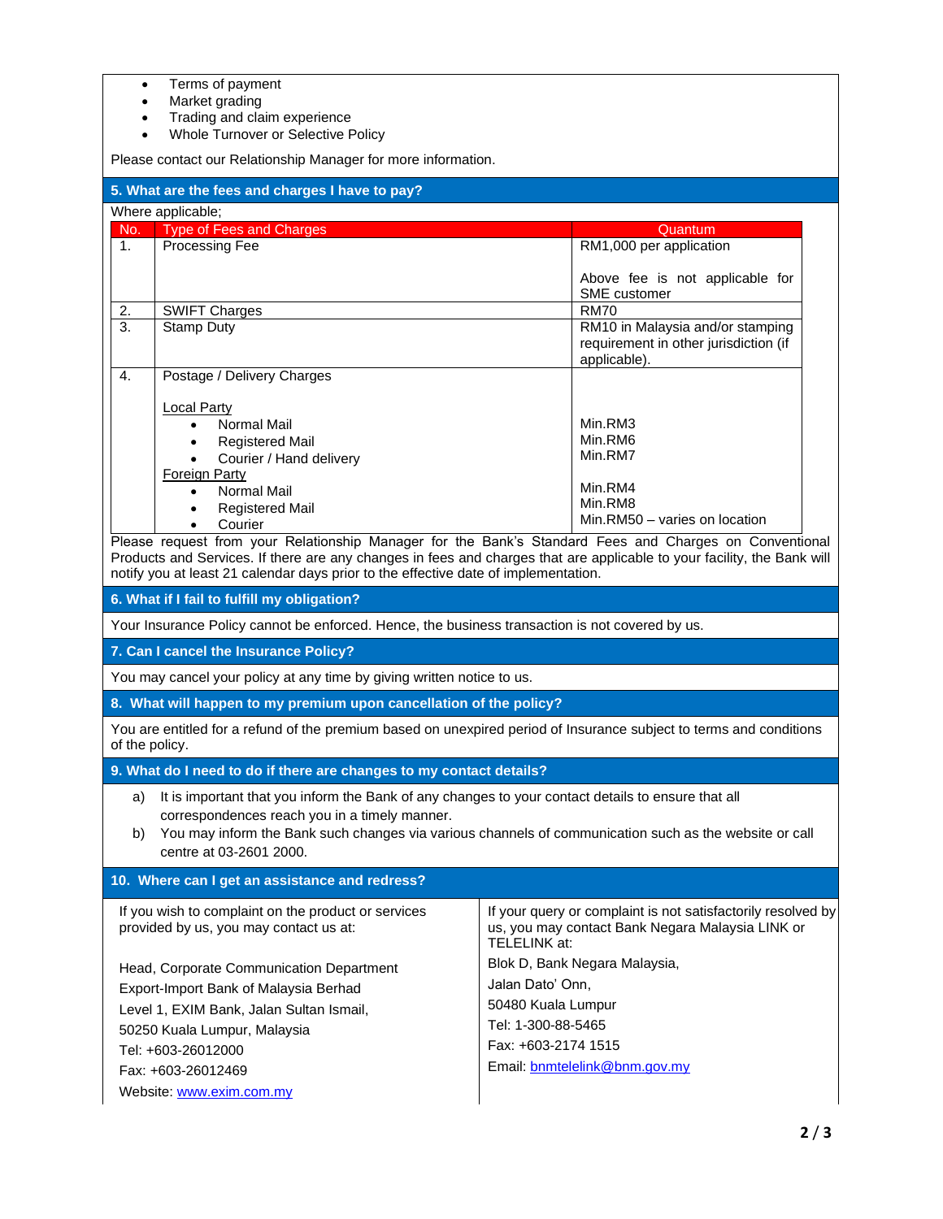- Terms of payment
- Market grading
- Trading and claim experience
- Whole Turnover or Selective Policy

Please contact our Relationship Manager for more information.

## 5. What are the fees and charges I have to pay?

Where applicable;

| No. | Type of Fees and Charges | Quantum |
|---|---|---|
| 1. | Processing Fee | RM1,000 per application<br><br>Above fee is not applicable for SME customer |
| 2. | SWIFT Charges | RM70 |
| 3. | Stamp Duty | RM10 in Malaysia and/or stamping requirement in other jurisdiction (if applicable). |
| 4. | Postage / Delivery Charges | |
| | <u>Local Party</u> | |
| | • Normal Mail | Min.RM3 |
| | • Registered Mail | Min.RM6 |
| | • Courier / Hand delivery | Min.RM7 |
| | <u>Foreign Party</u> | |
| | • Normal Mail | Min.RM4 |
| | • Registered Mail | Min.RM8 |
| | • Courier | Min.RM50 – varies on location |

Please request from your Relationship Manager for the Bank's Standard Fees and Charges on Conventional Products and Services. If there are any changes in fees and charges that are applicable to your facility, the Bank will notify you at least 21 calendar days prior to the effective date of implementation.

## 6. What if I fail to fulfill my obligation?

Your Insurance Policy cannot be enforced. Hence, the business transaction is not covered by us.

## 7. Can I cancel the Insurance Policy?

You may cancel your policy at any time by giving written notice to us.

## 8. What will happen to my premium upon cancellation of the policy?

You are entitled for a refund of the premium based on unexpired period of Insurance subject to terms and conditions of the policy.

## 9. What do I need to do if there are changes to my contact details?

a) It is important that you inform the Bank of any changes to your contact details to ensure that all correspondences reach you in a timely manner.

b) You may inform the Bank such changes via various channels of communication such as the website or call centre at 03-2601 2000.

## 10. Where can I get an assistance and redress?

If you wish to complaint on the product or services provided by us, you may contact us at:

Head, Corporate Communication Department
Export-Import Bank of Malaysia Berhad
Level 1, EXIM Bank, Jalan Sultan Ismail,
50250 Kuala Lumpur, Malaysia
Tel: +603-26012000
Fax: +603-26012469
Website: www.exim.com.my

If your query or complaint is not satisfactorily resolved by us, you may contact Bank Negara Malaysia LINK or TELELINK at:

Blok D, Bank Negara Malaysia,
Jalan Dato' Onn,
50480 Kuala Lumpur
Tel: 1-300-88-5465
Fax: +603-2174 1515
Email: bnmtelelink@bnm.gov.my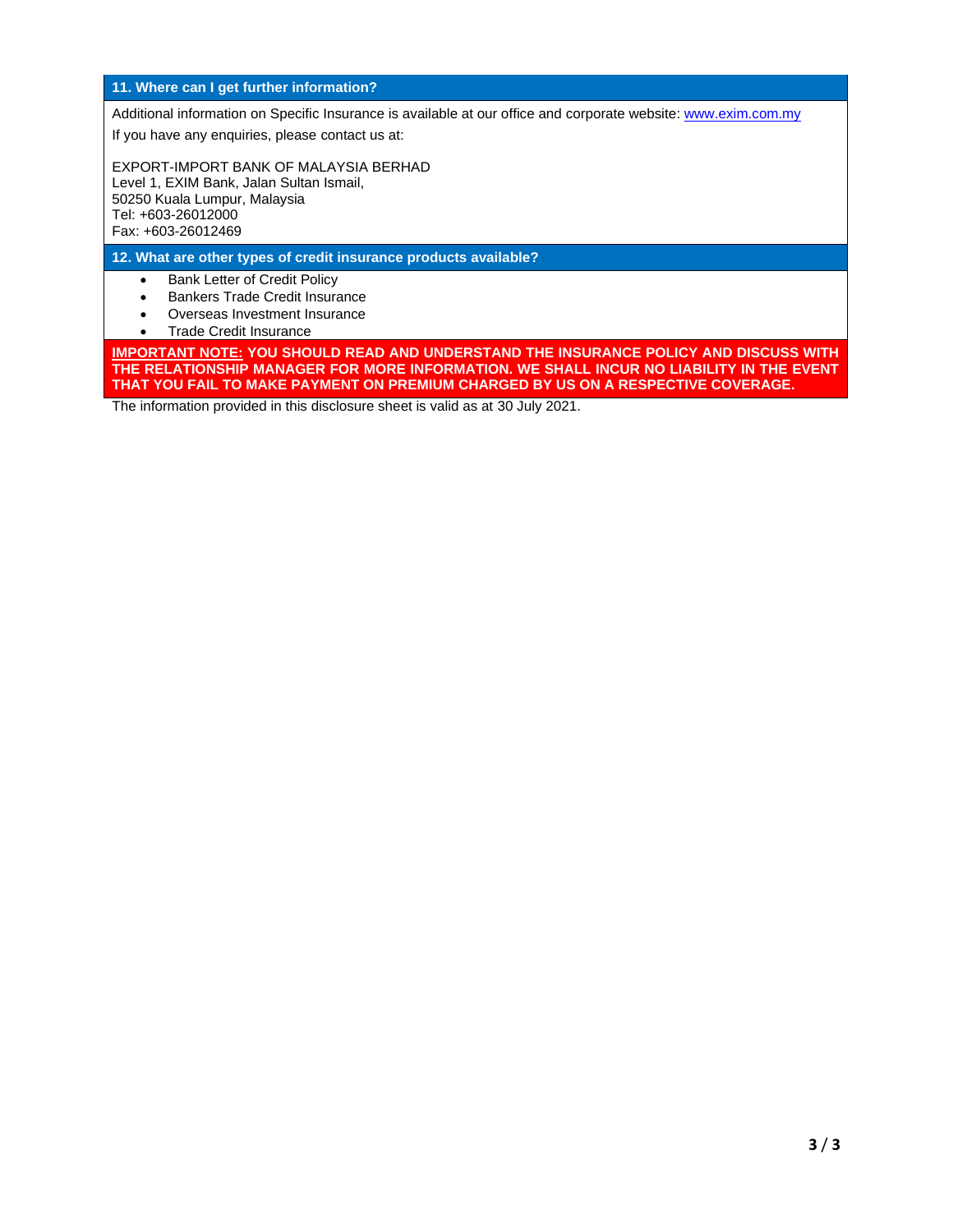### 11. Where can I get further information?

Additional information on Specific Insurance is available at our office and corporate website: [www.exim.com.my](http://www.exim.com.my)

If you have any enquiries, please contact us at:

EXPORT-IMPORT BANK OF MALAYSIA BERHAD
Level 1, EXIM Bank, Jalan Sultan Ismail,
50250 Kuala Lumpur, Malaysia
Tel: +603-26012000
Fax: +603-26012469

### 12. What are other types of credit insurance products available?

- Bank Letter of Credit Policy
- Bankers Trade Credit Insurance
- Overseas Investment Insurance
- Trade Credit Insurance

**IMPORTANT NOTE: YOU SHOULD READ AND UNDERSTAND THE INSURANCE POLICY AND DISCUSS WITH THE RELATIONSHIP MANAGER FOR MORE INFORMATION. WE SHALL INCUR NO LIABILITY IN THE EVENT THAT YOU FAIL TO MAKE PAYMENT ON PREMIUM CHARGED BY US ON A RESPECTIVE COVERAGE.**

The information provided in this disclosure sheet is valid as at 30 July 2021.